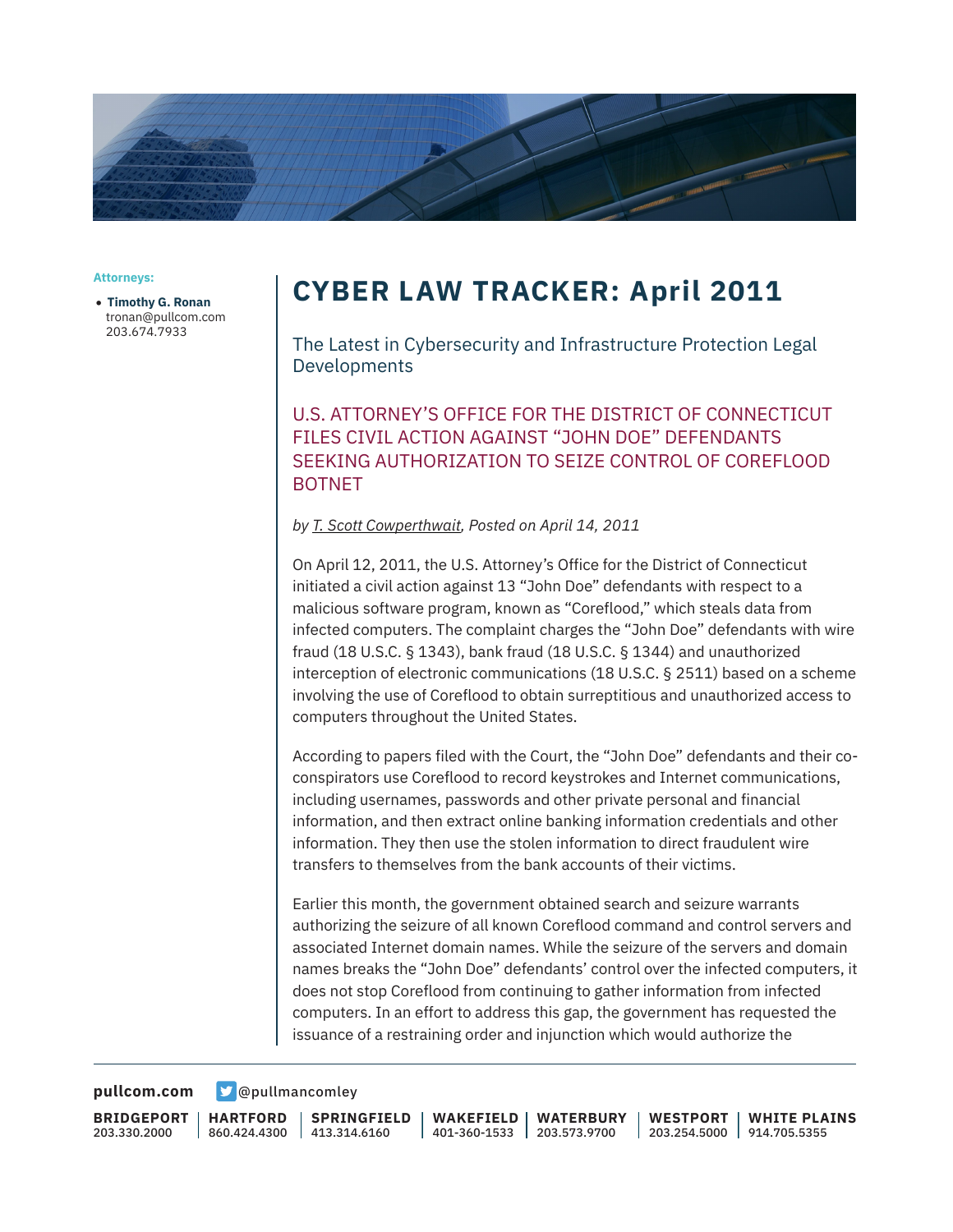**Attorneys:**

- **Timothy G. Ronan**
  tronan@pullcom.com
  203.674.7933

# CYBER LAW TRACKER: April 2011

## The Latest in Cybersecurity and Infrastructure Protection Legal Developments

### U.S. ATTORNEY'S OFFICE FOR THE DISTRICT OF CONNECTICUT FILES CIVIL ACTION AGAINST "JOHN DOE" DEFENDANTS SEEKING AUTHORIZATION TO SEIZE CONTROL OF COREFLOOD BOTNET

*by T. Scott Cowperthwait, Posted on April 14, 2011*

On April 12, 2011, the U.S. Attorney's Office for the District of Connecticut initiated a civil action against 13 "John Doe" defendants with respect to a malicious software program, known as "Coreflood," which steals data from infected computers. The complaint charges the "John Doe" defendants with wire fraud (18 U.S.C. § 1343), bank fraud (18 U.S.C. § 1344) and unauthorized interception of electronic communications (18 U.S.C. § 2511) based on a scheme involving the use of Coreflood to obtain surreptitious and unauthorized access to computers throughout the United States.

According to papers filed with the Court, the "John Doe" defendants and their co-conspirators use Coreflood to record keystrokes and Internet communications, including usernames, passwords and other private personal and financial information, and then extract online banking information credentials and other information. They then use the stolen information to direct fraudulent wire transfers to themselves from the bank accounts of their victims.

Earlier this month, the government obtained search and seizure warrants authorizing the seizure of all known Coreflood command and control servers and associated Internet domain names. While the seizure of the servers and domain names breaks the "John Doe" defendants' control over the infected computers, it does not stop Coreflood from continuing to gather information from infected computers. In an effort to address this gap, the government has requested the issuance of a restraining order and injunction which would authorize the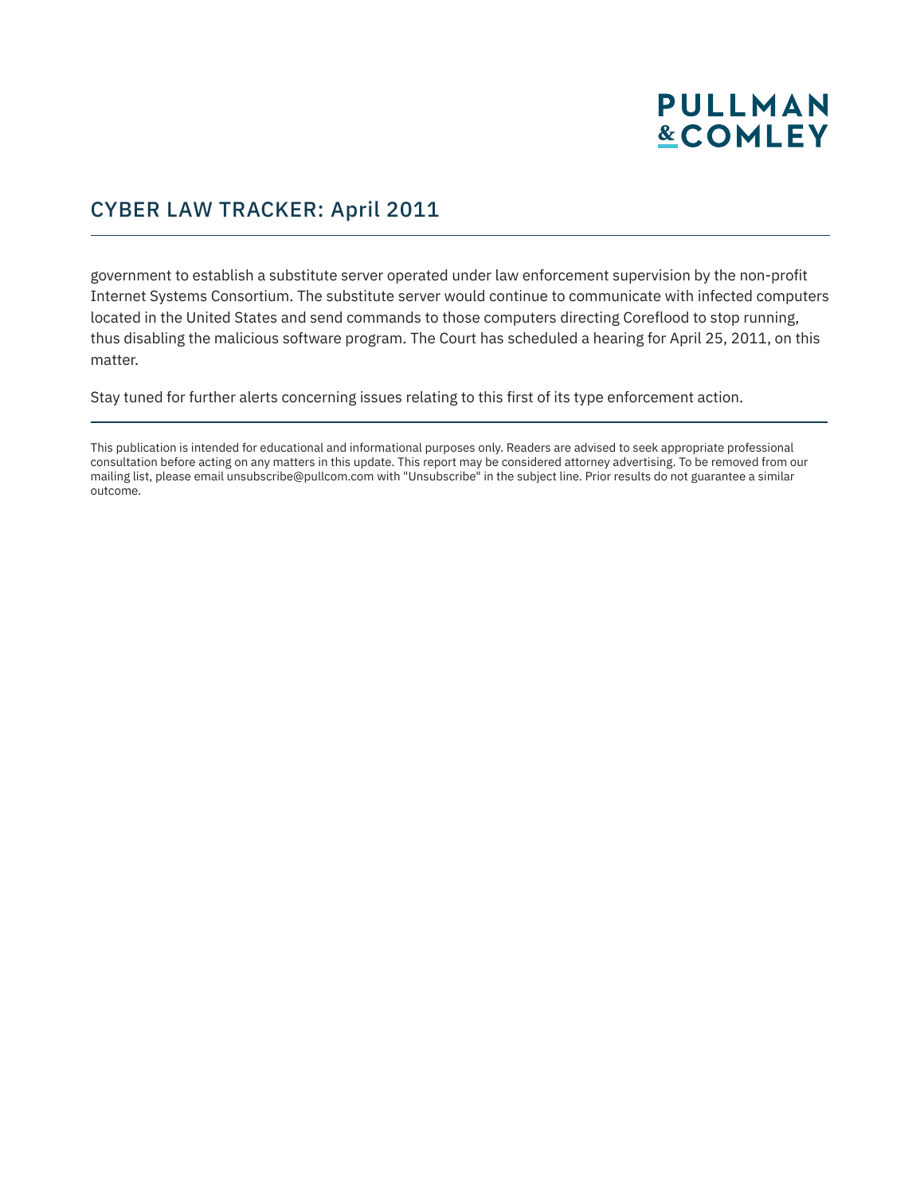government to establish a substitute server operated under law enforcement supervision by the non-profit Internet Systems Consortium. The substitute server would continue to communicate with infected computers located in the United States and send commands to those computers directing Coreflood to stop running, thus disabling the malicious software program. The Court has scheduled a hearing for April 25, 2011, on this matter.

Stay tuned for further alerts concerning issues relating to this first of its type enforcement action.

---

This publication is intended for educational and informational purposes only. Readers are advised to seek appropriate professional consultation before acting on any matters in this update. This report may be considered attorney advertising. To be removed from our mailing list, please email unsubscribe@pullcom.com with "Unsubscribe" in the subject line. Prior results do not guarantee a similar outcome.